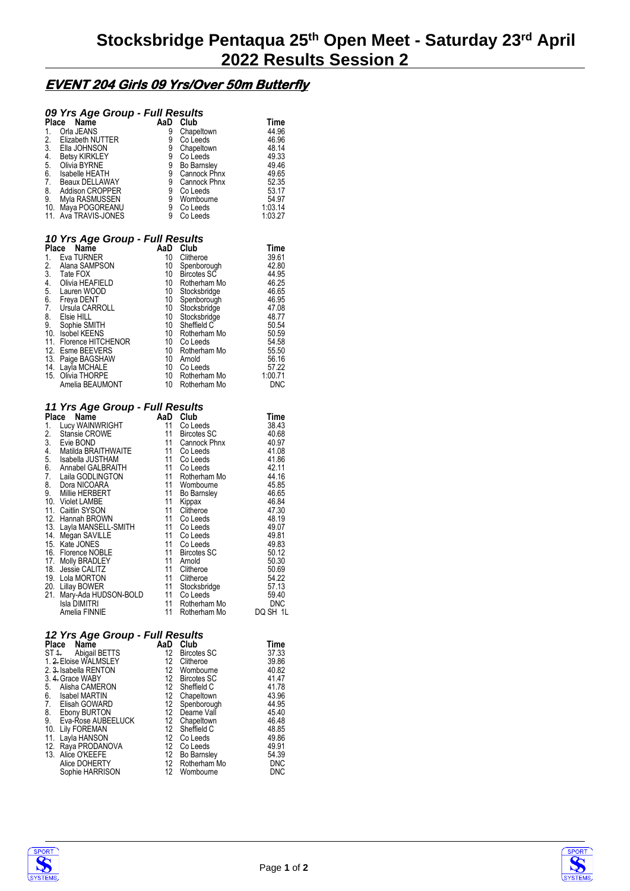# Stocksbridge Pentaqua 25th Open Meet - Saturday 23rd April 2022 Results Session 2

## EVENT 204 Girls 09 Yrs/Over 50m Butterfly

### 09 Yrs Age Group - Full Results

| Place | Name | AaD | Club | Time |
|---|---|---|---|---|
| 1. | Orla JEANS | 9 | Chapeltown | 44.96 |
| 2. | Elizabeth NUTTER | 9 | Co Leeds | 46.96 |
| 3. | Ella JOHNSON | 9 | Chapeltown | 48.14 |
| 4. | Betsy KIRKLEY | 9 | Co Leeds | 49.33 |
| 5. | Olivia BYRNE | 9 | Bo Barnsley | 49.46 |
| 6. | Isabelle HEATH | 9 | Cannock Phnx | 49.65 |
| 7. | Beaux DELLAWAY | 9 | Cannock Phnx | 52.35 |
| 8. | Addison CROPPER | 9 | Co Leeds | 53.17 |
| 9. | Myla RASMUSSEN | 9 | Wombourne | 54.97 |
| 10. | Maya POGOREANU | 9 | Co Leeds | 1:03.14 |
| 11. | Ava TRAVIS-JONES | 9 | Co Leeds | 1:03.27 |

### 10 Yrs Age Group - Full Results

| Place | Name | AaD | Club | Time |
|---|---|---|---|---|
| 1. | Eva TURNER | 10 | Clitheroe | 39.61 |
| 2. | Alana SAMPSON | 10 | Spenborough | 42.80 |
| 3. | Tate FOX | 10 | Bircotes SC | 44.95 |
| 4. | Olivia HEAFIELD | 10 | Rotherham Mo | 46.25 |
| 5. | Lauren WOOD | 10 | Stocksbridge | 46.65 |
| 6. | Freya DENT | 10 | Spenborough | 46.95 |
| 7. | Ursula CARROLL | 10 | Stocksbridge | 47.08 |
| 8. | Elsie HILL | 10 | Stocksbridge | 48.77 |
| 9. | Sophie SMITH | 10 | Sheffield C | 50.54 |
| 10. | Isobel KEENS | 10 | Rotherham Mo | 50.59 |
| 11. | Florence HITCHENOR | 10 | Co Leeds | 54.58 |
| 12. | Esme BEEVERS | 10 | Rotherham Mo | 55.50 |
| 13. | Paige BAGSHAW | 10 | Arnold | 56.16 |
| 14. | Layla MCHALE | 10 | Co Leeds | 57.22 |
| 15. | Olivia THORPE | 10 | Rotherham Mo | 1:00.71 |
| | Amelia BEAUMONT | 10 | Rotherham Mo | DNC |

### 11 Yrs Age Group - Full Results

| Place | Name | AaD | Club | Time |
|---|---|---|---|---|
| 1. | Lucy WAINWRIGHT | 11 | Co Leeds | 38.43 |
| 2. | Stansie CROWE | 11 | Bircotes SC | 40.68 |
| 3. | Evie BOND | 11 | Cannock Phnx | 40.97 |
| 4. | Matilda BRAITHWAITE | 11 | Co Leeds | 41.08 |
| 5. | Isabella JUSTHAM | 11 | Co Leeds | 41.86 |
| 6. | Annabel GALBRAITH | 11 | Co Leeds | 42.11 |
| 7. | Laila GODLINGTON | 11 | Rotherham Mo | 44.16 |
| 8. | Dora NICOARA | 11 | Wombourne | 45.85 |
| 9. | Millie HERBERT | 11 | Bo Barnsley | 46.65 |
| 10. | Violet LAMBE | 11 | Kippax | 46.84 |
| 11. | Caitlin SYSON | 11 | Clitheroe | 47.30 |
| 12. | Hannah BROWN | 11 | Co Leeds | 48.19 |
| 13. | Layla MANSELL-SMITH | 11 | Co Leeds | 49.07 |
| 14. | Megan SAVILLE | 11 | Co Leeds | 49.81 |
| 15. | Kate JONES | 11 | Co Leeds | 49.83 |
| 16. | Florence NOBLE | 11 | Bircotes SC | 50.12 |
| 17. | Molly BRADLEY | 11 | Arnold | 50.30 |
| 18. | Jessie CALITZ | 11 | Clitheroe | 50.69 |
| 19. | Lola MORTON | 11 | Clitheroe | 54.22 |
| 20. | Lillay BOWER | 11 | Stocksbridge | 57.13 |
| 21. | Mary-Ada HUDSON-BOLD | 11 | Co Leeds | 59.40 |
| | Isla DIMITRI | 11 | Rotherham Mo | DNC |
| | Amelia FINNIE | 11 | Rotherham Mo | DQ SH 1L |

### 12 Yrs Age Group - Full Results

| Place | Name | AaD | Club | Time |
|---|---|---|---|---|
| ST ~~1.~~ | Abigail BETTS | 12 | Bircotes SC | 37.33 |
| 1. ~~2.~~ | Eloise WALMSLEY | 12 | Clitheroe | 39.86 |
| 2. ~~3.~~ | Isabella RENTON | 12 | Wombourne | 40.82 |
| 3. ~~4.~~ | Grace WABY | 12 | Bircotes SC | 41.47 |
| 5. | Alisha CAMERON | 12 | Sheffield C | 41.78 |
| 6. | Isabel MARTIN | 12 | Chapeltown | 43.96 |
| 7. | Elisah GOWARD | 12 | Spenborough | 44.95 |
| 8. | Ebony BURTON | 12 | Dearne Vall | 45.40 |
| 9. | Eva-Rose AUBEELUCK | 12 | Chapeltown | 46.48 |
| 10. | Lily FOREMAN | 12 | Sheffield C | 48.85 |
| 11. | Layla HANSON | 12 | Co Leeds | 49.86 |
| 12. | Raya PRODANOVA | 12 | Co Leeds | 49.91 |
| 13. | Alice O'KEEFE | 12 | Bo Barnsley | 54.39 |
| | Alice DOHERTY | 12 | Rotherham Mo | DNC |
| | Sophie HARRISON | 12 | Wombourne | DNC |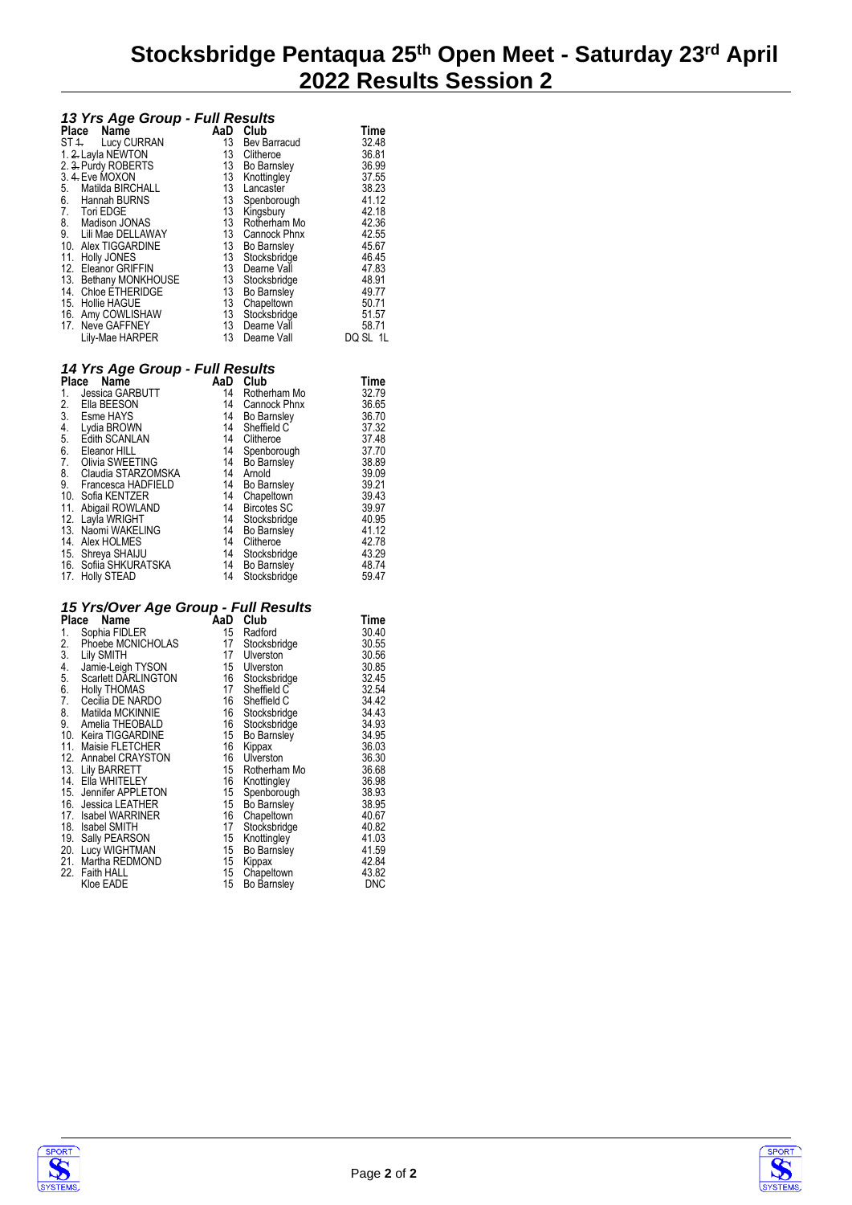# Stocksbridge Pentaqua 25th Open Meet - Saturday 23rd April 2022 Results Session 2

### *13 Yrs Age Group - Full Results*

| Place | Name | AaD | Club | Time |
|---|---|---|---|---|
| ST ~~1.~~ | Lucy CURRAN | 13 | Bev Barracud | 32.48 |
| 1. ~~2.~~ | Layla NEWTON | 13 | Clitheroe | 36.81 |
| 2. ~~3.~~ | Purdy ROBERTS | 13 | Bo Barnsley | 36.99 |
| 3. ~~4.~~ | Eve MOXON | 13 | Knottingley | 37.55 |
| 5. | Matilda BIRCHALL | 13 | Lancaster | 38.23 |
| 6. | Hannah BURNS | 13 | Spenborough | 41.12 |
| 7. | Tori EDGE | 13 | Kingsbury | 42.18 |
| 8. | Madison JONAS | 13 | Rotherham Mo | 42.36 |
| 9. | Lili Mae DELLAWAY | 13 | Cannock Phnx | 42.55 |
| 10. | Alex TIGGARDINE | 13 | Bo Barnsley | 45.67 |
| 11. | Holly JONES | 13 | Stocksbridge | 46.45 |
| 12. | Eleanor GRIFFIN | 13 | Dearne Vall | 47.83 |
| 13. | Bethany MONKHOUSE | 13 | Stocksbridge | 48.91 |
| 14. | Chloe ETHERIDGE | 13 | Bo Barnsley | 49.77 |
| 15. | Hollie HAGUE | 13 | Chapeltown | 50.71 |
| 16. | Amy COWLISHAW | 13 | Stocksbridge | 51.57 |
| 17. | Neve GAFFNEY | 13 | Dearne Vall | 58.71 |
| | Lily-Mae HARPER | 13 | Dearne Vall | DQ SL 1L |

### *14 Yrs Age Group - Full Results*

| Place | Name | AaD | Club | Time |
|---|---|---|---|---|
| 1. | Jessica GARBUTT | 14 | Rotherham Mo | 32.79 |
| 2. | Ella BEESON | 14 | Cannock Phnx | 36.65 |
| 3. | Esme HAYS | 14 | Bo Barnsley | 36.70 |
| 4. | Lydia BROWN | 14 | Sheffield C | 37.32 |
| 5. | Edith SCANLAN | 14 | Clitheroe | 37.48 |
| 6. | Eleanor HILL | 14 | Spenborough | 37.70 |
| 7. | Olivia SWEETING | 14 | Bo Barnsley | 38.89 |
| 8. | Claudia STARZOMSKA | 14 | Arnold | 39.09 |
| 9. | Francesca HADFIELD | 14 | Bo Barnsley | 39.21 |
| 10. | Sofia KENTZER | 14 | Chapeltown | 39.43 |
| 11. | Abigail ROWLAND | 14 | Bircotes SC | 39.97 |
| 12. | Layla WRIGHT | 14 | Stocksbridge | 40.95 |
| 13. | Naomi WAKELING | 14 | Bo Barnsley | 41.12 |
| 14. | Alex HOLMES | 14 | Clitheroe | 42.78 |
| 15. | Shreya SHAIJU | 14 | Stocksbridge | 43.29 |
| 16. | Sofiia SHKURATSKA | 14 | Bo Barnsley | 48.74 |
| 17. | Holly STEAD | 14 | Stocksbridge | 59.47 |

### *15 Yrs/Over Age Group - Full Results*

| Place | Name | AaD | Club | Time |
|---|---|---|---|---|
| 1. | Sophia FIDLER | 15 | Radford | 30.40 |
| 2. | Phoebe MCNICHOLAS | 17 | Stocksbridge | 30.55 |
| 3. | Lily SMITH | 17 | Ulverston | 30.56 |
| 4. | Jamie-Leigh TYSON | 15 | Ulverston | 30.85 |
| 5. | Scarlett DARLINGTON | 16 | Stocksbridge | 32.45 |
| 6. | Holly THOMAS | 17 | Sheffield C | 32.54 |
| 7. | Cecilia DE NARDO | 16 | Sheffield C | 34.42 |
| 8. | Matilda MCKINNIE | 16 | Stocksbridge | 34.43 |
| 9. | Amelia THEOBALD | 16 | Stocksbridge | 34.93 |
| 10. | Keira TIGGARDINE | 15 | Bo Barnsley | 34.95 |
| 11. | Maisie FLETCHER | 16 | Kippax | 36.03 |
| 12. | Annabel CRAYSTON | 16 | Ulverston | 36.30 |
| 13. | Lily BARRETT | 15 | Rotherham Mo | 36.68 |
| 14. | Ella WHITELEY | 16 | Knottingley | 36.98 |
| 15. | Jennifer APPLETON | 15 | Spenborough | 38.93 |
| 16. | Jessica LEATHER | 15 | Bo Barnsley | 38.95 |
| 17. | Isabel WARRINER | 16 | Chapeltown | 40.67 |
| 18. | Isabel SMITH | 17 | Stocksbridge | 40.82 |
| 19. | Sally PEARSON | 15 | Knottingley | 41.03 |
| 20. | Lucy WIGHTMAN | 15 | Bo Barnsley | 41.59 |
| 21. | Martha REDMOND | 15 | Kippax | 42.84 |
| 22. | Faith HALL | 15 | Chapeltown | 43.82 |
| | Kloe EADE | 15 | Bo Barnsley | DNC |